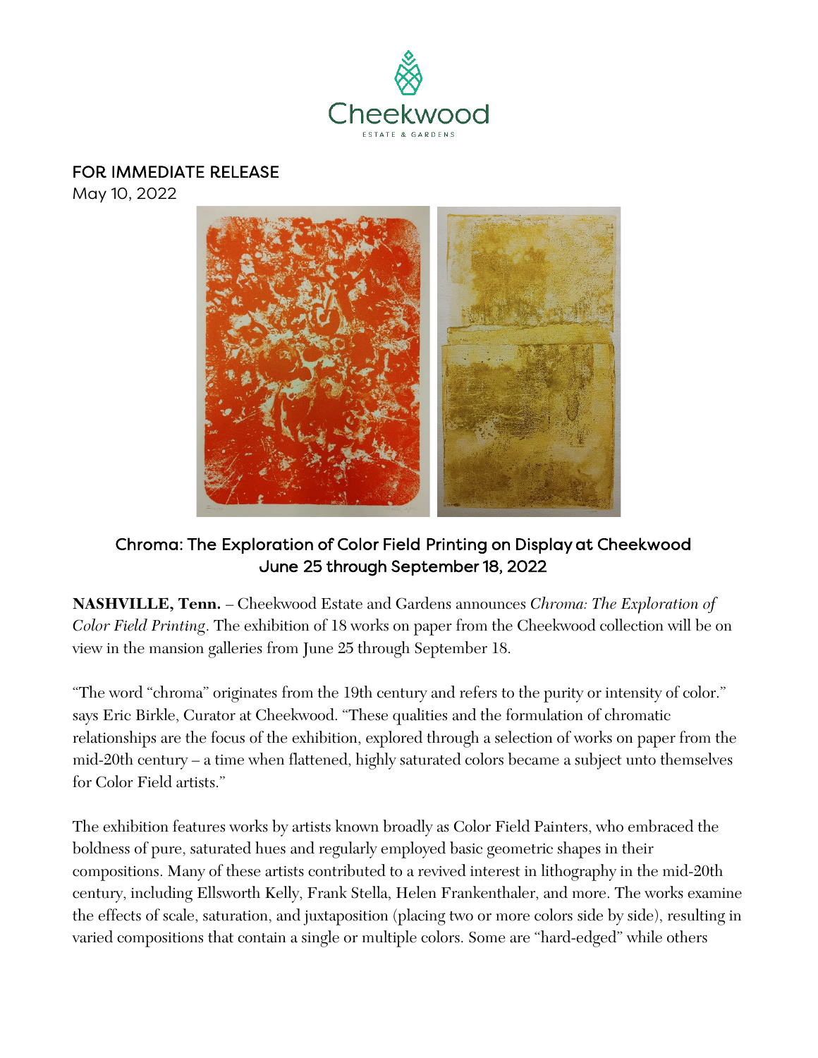Cheekwood

ESTATE & GARDENS

FOR IMMEDIATE RELEASE
May 10, 2022

## Chroma: The Exploration of Color Field Printing on Display at Cheekwood
## June 25 through September 18, 2022

**NASHVILLE, Tenn.** – Cheekwood Estate and Gardens announces *Chroma: The Exploration of Color Field Printing*. The exhibition of 18 works on paper from the Cheekwood collection will be on view in the mansion galleries from June 25 through September 18.

"The word "chroma" originates from the 19th century and refers to the purity or intensity of color." says Eric Birkle, Curator at Cheekwood. "These qualities and the formulation of chromatic relationships are the focus of the exhibition, explored through a selection of works on paper from the mid-20th century – a time when flattened, highly saturated colors became a subject unto themselves for Color Field artists."

The exhibition features works by artists known broadly as Color Field Painters, who embraced the boldness of pure, saturated hues and regularly employed basic geometric shapes in their compositions. Many of these artists contributed to a revived interest in lithography in the mid-20th century, including Ellsworth Kelly, Frank Stella, Helen Frankenthaler, and more. The works examine the effects of scale, saturation, and juxtaposition (placing two or more colors side by side), resulting in varied compositions that contain a single or multiple colors. Some are "hard-edged" while others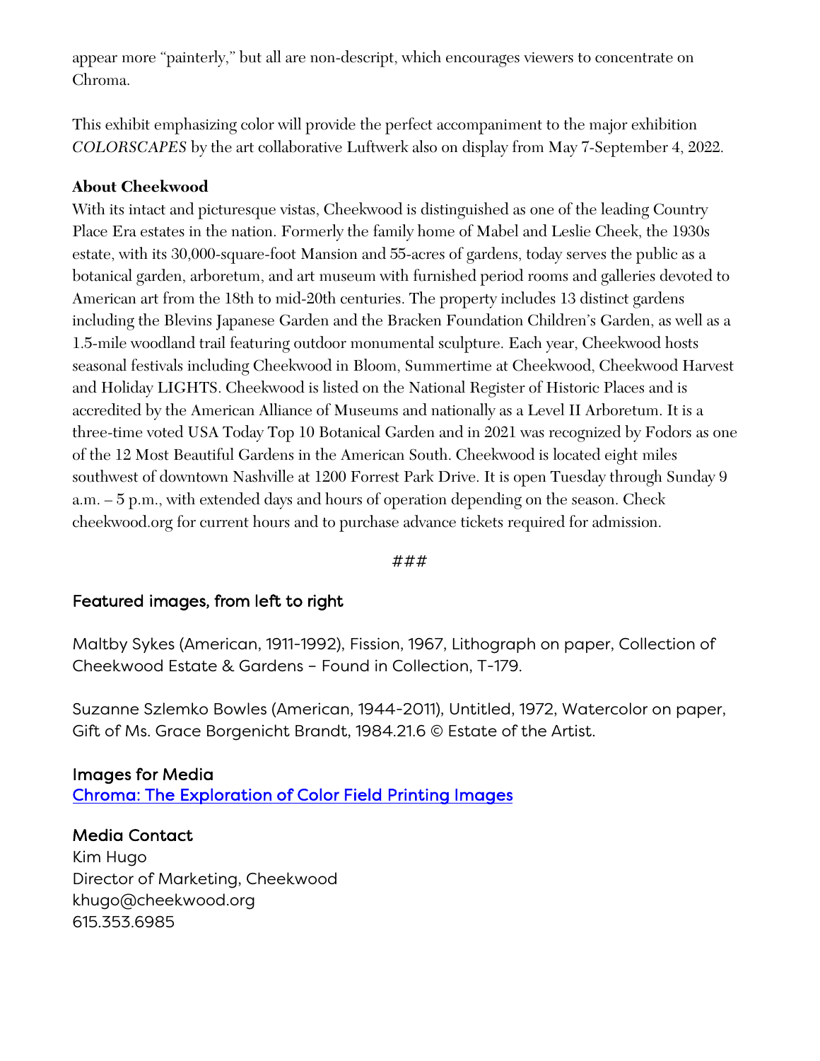appear more "painterly," but all are non-descript, which encourages viewers to concentrate on Chroma.

This exhibit emphasizing color will provide the perfect accompaniment to the major exhibition *COLORSCAPES* by the art collaborative Luftwerk also on display from May 7-September 4, 2022.

**About Cheekwood**

With its intact and picturesque vistas, Cheekwood is distinguished as one of the leading Country Place Era estates in the nation. Formerly the family home of Mabel and Leslie Cheek, the 1930s estate, with its 30,000-square-foot Mansion and 55-acres of gardens, today serves the public as a botanical garden, arboretum, and art museum with furnished period rooms and galleries devoted to American art from the 18th to mid-20th centuries. The property includes 13 distinct gardens including the Blevins Japanese Garden and the Bracken Foundation Children's Garden, as well as a 1.5-mile woodland trail featuring outdoor monumental sculpture. Each year, Cheekwood hosts seasonal festivals including Cheekwood in Bloom, Summertime at Cheekwood, Cheekwood Harvest and Holiday LIGHTS. Cheekwood is listed on the National Register of Historic Places and is accredited by the American Alliance of Museums and nationally as a Level II Arboretum. It is a three-time voted USA Today Top 10 Botanical Garden and in 2021 was recognized by Fodors as one of the 12 Most Beautiful Gardens in the American South. Cheekwood is located eight miles southwest of downtown Nashville at 1200 Forrest Park Drive. It is open Tuesday through Sunday 9 a.m. – 5 p.m., with extended days and hours of operation depending on the season. Check cheekwood.org for current hours and to purchase advance tickets required for admission.

###

## Featured images, from left to right

Maltby Sykes (American, 1911-1992), Fission, 1967, Lithograph on paper, Collection of Cheekwood Estate & Gardens – Found in Collection, T-179.

Suzanne Szlemko Bowles (American, 1944-2011), Untitled, 1972, Watercolor on paper, Gift of Ms. Grace Borgenicht Brandt, 1984.21.6 © Estate of the Artist.

## Images for Media

Chroma: The Exploration of Color Field Printing Images

## Media Contact

Kim Hugo
Director of Marketing, Cheekwood
khugo@cheekwood.org
615.353.6985